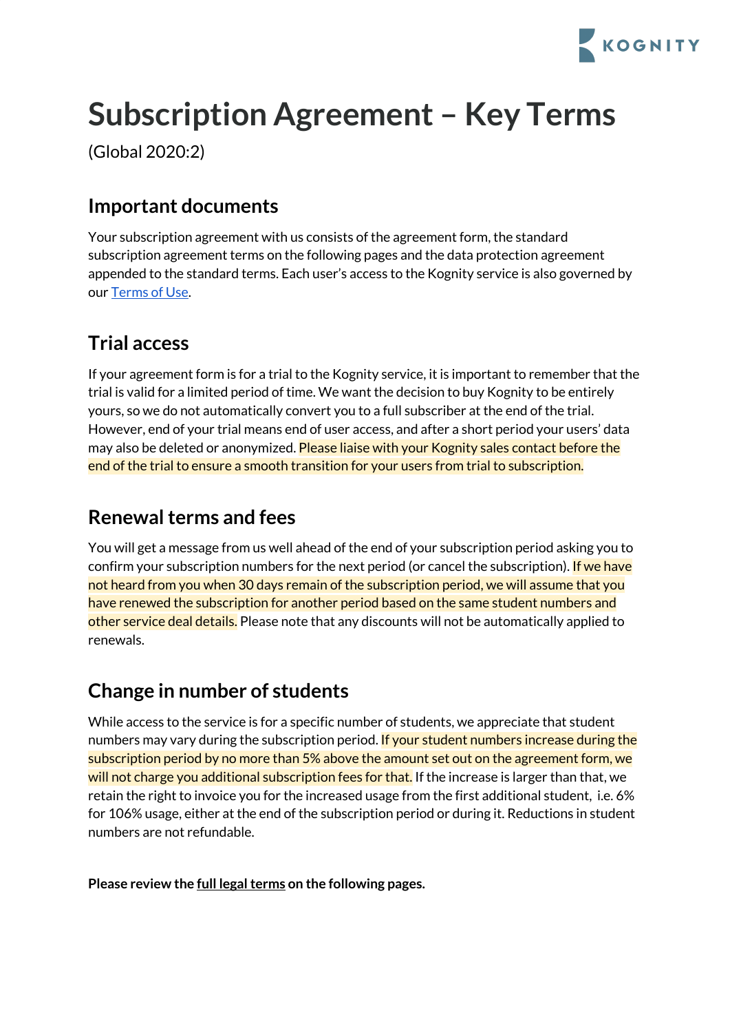# Subscription Agreement – Key Terms

(Global 2020:2)

## Important documents

Your subscription agreement with us consists of the agreement form, the standard subscription agreement terms on the following pages and the data protection agreement appended to the standard terms. Each user's access to the Kognity service is also governed by our [Terms of Use].

## Trial access

If your agreement form is for a trial to the Kognity service, it is important to remember that the trial is valid for a limited period of time. We want the decision to buy Kognity to be entirely yours, so we do not automatically convert you to a full subscriber at the end of the trial. However, end of your trial means end of user access, and after a short period your users' data may also be deleted or anonymized. Please liaise with your Kognity sales contact before the end of the trial to ensure a smooth transition for your users from trial to subscription.

## Renewal terms and fees

You will get a message from us well ahead of the end of your subscription period asking you to confirm your subscription numbers for the next period (or cancel the subscription). If we have not heard from you when 30 days remain of the subscription period, we will assume that you have renewed the subscription for another period based on the same student numbers and other service deal details. Please note that any discounts will not be automatically applied to renewals.

## Change in number of students

While access to the service is for a specific number of students, we appreciate that student numbers may vary during the subscription period. If your student numbers increase during the subscription period by no more than 5% above the amount set out on the agreement form, we will not charge you additional subscription fees for that. If the increase is larger than that, we retain the right to invoice you for the increased usage from the first additional student, i.e. 6% for 106% usage, either at the end of the subscription period or during it. Reductions in student numbers are not refundable.

**Please review the full legal terms on the following pages.**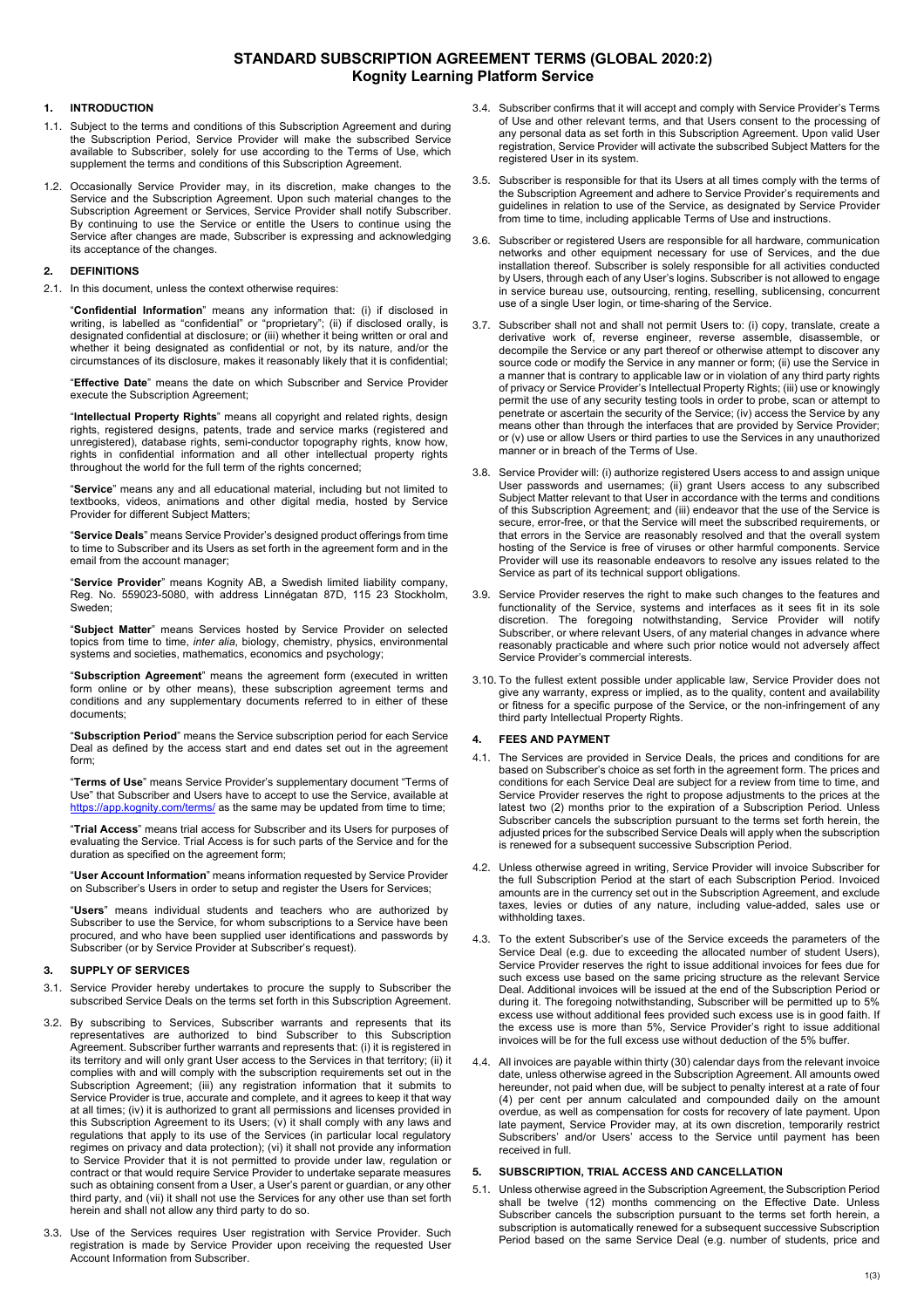# STANDARD SUBSCRIPTION AGREEMENT TERMS (GLOBAL 2020:2)
## Kognity Learning Platform Service

### 1. INTRODUCTION

1.1. Subject to the terms and conditions of this Subscription Agreement and during the Subscription Period, Service Provider will make the subscribed Service available to Subscriber, solely for use according to the Terms of Use, which supplement the terms and conditions of this Subscription Agreement.

1.2. Occasionally Service Provider may, in its discretion, make changes to the Service and the Subscription Agreement. Upon such material changes to the Subscription Agreement or Services, Service Provider shall notify Subscriber. By continuing to use the Service or entitle the Users to continue using the Service after changes are made, Subscriber is expressing and acknowledging its acceptance of the changes.

### 2. DEFINITIONS

2.1. In this document, unless the context otherwise requires:

"**Confidential Information**" means any information that: (i) if disclosed in writing, is labelled as "confidential" or "proprietary"; (ii) if disclosed orally, is designated confidential at disclosure; or (iii) whether it being written or oral and whether it being designated as confidential or not, by its nature, and/or the circumstances of its disclosure, makes it reasonably likely that it is confidential;

"**Effective Date**" means the date on which Subscriber and Service Provider execute the Subscription Agreement;

"**Intellectual Property Rights**" means all copyright and related rights, design rights, registered designs, patents, trade and service marks (registered and unregistered), database rights, semi-conductor topography rights, know how, rights in confidential information and all other intellectual property rights throughout the world for the full term of the rights concerned;

"**Service**" means any and all educational material, including but not limited to textbooks, videos, animations and other digital media, hosted by Service Provider for different Subject Matters;

"**Service Deals**" means Service Provider's designed product offerings from time to time to Subscriber and its Users as set forth in the agreement form and in the email from the account manager;

"**Service Provider**" means Kognity AB, a Swedish limited liability company, Reg. No. 559023-5080, with address Linnégatan 87D, 115 23 Stockholm, Sweden;

"**Subject Matter**" means Services hosted by Service Provider on selected topics from time to time, *inter alia*, biology, chemistry, physics, environmental systems and societies, mathematics, economics and psychology;

"**Subscription Agreement**" means the agreement form (executed in written form online or by other means), these subscription agreement terms and conditions and any supplementary documents referred to in either of these documents;

"**Subscription Period**" means the Service subscription period for each Service Deal as defined by the access start and end dates set out in the agreement form;

"**Terms of Use**" means Service Provider's supplementary document "Terms of Use" that Subscriber and Users have to accept to use the Service, available at https://app.kognity.com/terms/ as the same may be updated from time to time;

"**Trial Access**" means trial access for Subscriber and its Users for purposes of evaluating the Service. Trial Access is for such parts of the Service and for the duration as specified on the agreement form;

"**User Account Information**" means information requested by Service Provider on Subscriber's Users in order to setup and register the Users for Services;

"**Users**" means individual students and teachers who are authorized by Subscriber to use the Service, for whom subscriptions to a Service have been procured, and who have been supplied user identifications and passwords by Subscriber (or by Service Provider at Subscriber's request).

### 3. SUPPLY OF SERVICES

3.1. Service Provider hereby undertakes to procure the supply to Subscriber the subscribed Service Deals on the terms set forth in this Subscription Agreement.

3.2. By subscribing to Services, Subscriber warrants and represents that its representatives are authorized to bind Subscriber to this Subscription Agreement. Subscriber further warrants and represents that: (i) it is registered in its territory and will only grant User access to the Services in that territory; (ii) it complies with and will comply with the subscription requirements set out in the Subscription Agreement; (iii) any registration information that it submits to Service Provider is true, accurate and complete, and it agrees to keep it that way at all times; (iv) it is authorized to grant all permissions and licenses provided in this Subscription Agreement to its Users; (v) it shall comply with any laws and regulations that apply to its use of the Services (in particular local regulatory regimes on privacy and data protection); (vi) it shall not provide any information to Service Provider that it is not permitted to provide under law, regulation or contract or that would require Service Provider to undertake separate measures such as obtaining consent from a User, a User's parent or guardian, or any other third party, and (vii) it shall not use the Services for any other use than set forth herein and shall not allow any third party to do so.

3.3. Use of the Services requires User registration with Service Provider. Such registration is made by Service Provider upon receiving the requested User Account Information from Subscriber.

3.4. Subscriber confirms that it will accept and comply with Service Provider's Terms of Use and other relevant terms, and that Users consent to the processing of any personal data as set forth in this Subscription Agreement. Upon valid User registration, Service Provider will activate the subscribed Subject Matters for the registered User in its system.

3.5. Subscriber is responsible for that its Users at all times comply with the terms of the Subscription Agreement and adhere to Service Provider's requirements and guidelines in relation to use of the Service, as designated by Service Provider from time to time, including applicable Terms of Use and instructions.

3.6. Subscriber or registered Users are responsible for all hardware, communication networks and other equipment necessary for use of Services, and the due installation thereof. Subscriber is solely responsible for all activities conducted by Users, through each of any User's logins. Subscriber is not allowed to engage in service bureau use, outsourcing, renting, reselling, sublicensing, concurrent use of a single User login, or time-sharing of the Service.

3.7. Subscriber shall not and shall not permit Users to: (i) copy, translate, create a derivative work of, reverse engineer, reverse assemble, disassemble, or decompile the Service or any part thereof or otherwise attempt to discover any source code or modify the Service in any manner or form; (ii) use the Service in a manner that is contrary to applicable law or in violation of any third party rights of privacy or Service Provider's Intellectual Property Rights; (iii) use or knowingly permit the use of any security testing tools in order to probe, scan or attempt to penetrate or ascertain the security of the Service; (iv) access the Service by any means other than through the interfaces that are provided by Service Provider; or (v) use or allow Users or third parties to use the Services in any unauthorized manner or in breach of the Terms of Use.

3.8. Service Provider will: (i) authorize registered Users access to and assign unique User passwords and usernames; (ii) grant Users access to any subscribed Subject Matter relevant to that User in accordance with the terms and conditions of this Subscription Agreement; and (iii) endeavor that the use of the Service is secure, error-free, or that the Service will meet the subscribed requirements, or that errors in the Service are reasonably resolved and that the overall system hosting of the Service is free of viruses or other harmful components. Service Provider will use its reasonable endeavors to resolve any issues related to the Service as part of its technical support obligations.

3.9. Service Provider reserves the right to make such changes to the features and functionality of the Service, systems and interfaces as it sees fit in its sole discretion. The foregoing notwithstanding, Service Provider will notify Subscriber, or where relevant Users, of any material changes in advance where reasonably practicable and where such prior notice would not adversely affect Service Provider's commercial interests.

3.10. To the fullest extent possible under applicable law, Service Provider does not give any warranty, express or implied, as to the quality, content and availability or fitness for a specific purpose of the Service, or the non-infringement of any third party Intellectual Property Rights.

### 4. FEES AND PAYMENT

4.1. The Services are provided in Service Deals, the prices and conditions for are based on Subscriber's choice as set forth in the agreement form. The prices and conditions for each Service Deal are subject for a review from time to time, and Service Provider reserves the right to propose adjustments to the prices at the latest two (2) months prior to the expiration of a Subscription Period. Unless Subscriber cancels the subscription pursuant to the terms set forth herein, the adjusted prices for the subscribed Service Deals will apply when the subscription is renewed for a subsequent successive Subscription Period.

4.2. Unless otherwise agreed in writing, Service Provider will invoice Subscriber for the full Subscription Period at the start of each Subscription Period. Invoiced amounts are in the currency set out in the Subscription Agreement, and exclude taxes, levies or duties of any nature, including value-added, sales use or withholding taxes.

4.3. To the extent Subscriber's use of the Service exceeds the parameters of the Service Deal (e.g. due to exceeding the allocated number of student Users), Service Provider reserves the right to issue additional invoices for fees due for such excess use based on the same pricing structure as the relevant Service Deal. Additional invoices will be issued at the end of the Subscription Period or during it. The foregoing notwithstanding, Subscriber will be permitted up to 5% excess use without additional fees provided such excess use is in good faith. If the excess use is more than 5%, Service Provider's right to issue additional invoices will be for the full excess use without deduction of the 5% buffer.

4.4. All invoices are payable within thirty (30) calendar days from the relevant invoice date, unless otherwise agreed in the Subscription Agreement. All amounts owed hereunder, not paid when due, will be subject to penalty interest at a rate of four (4) per cent per annum calculated and compounded daily on the amount overdue, as well as compensation for costs for recovery of late payment. Upon late payment, Service Provider may, at its own discretion, temporarily restrict Subscribers' and/or Users' access to the Service until payment has been received in full.

### 5. SUBSCRIPTION, TRIAL ACCESS AND CANCELLATION

5.1. Unless otherwise agreed in the Subscription Agreement, the Subscription Period shall be twelve (12) months commencing on the Effective Date. Unless Subscriber cancels the subscription pursuant to the terms set forth herein, a subscription is automatically renewed for a subsequent successive Subscription Period based on the same Service Deal (e.g. number of students, price and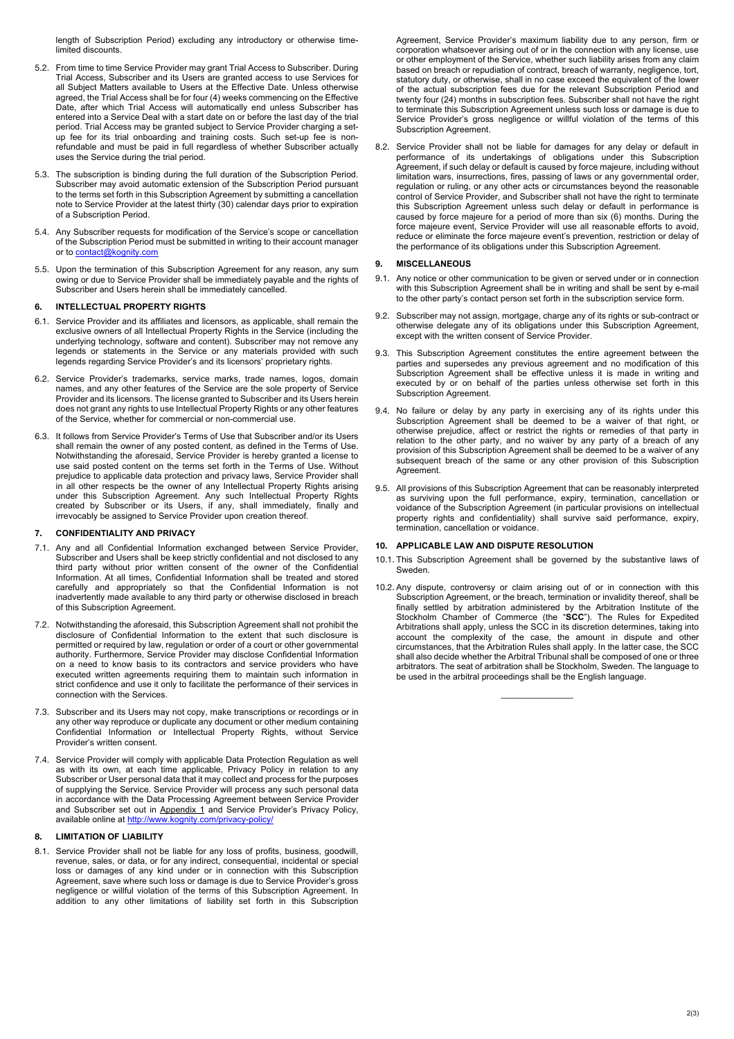length of Subscription Period) excluding any introductory or otherwise time-limited discounts.

5.2. From time to time Service Provider may grant Trial Access to Subscriber. During Trial Access, Subscriber and its Users are granted access to use Services for all Subject Matters available to Users at the Effective Date. Unless otherwise agreed, the Trial Access shall be for four (4) weeks commencing on the Effective Date, after which Trial Access will automatically end unless Subscriber has entered into a Service Deal with a start date on or before the last day of the trial period. Trial Access may be granted subject to Service Provider charging a set-up fee for its trial onboarding and training costs. Such set-up fee is non-refundable and must be paid in full regardless of whether Subscriber actually uses the Service during the trial period.

5.3. The subscription is binding during the full duration of the Subscription Period. Subscriber may avoid automatic extension of the Subscription Period pursuant to the terms set forth in this Subscription Agreement by submitting a cancellation note to Service Provider at the latest thirty (30) calendar days prior to expiration of a Subscription Period.

5.4. Any Subscriber requests for modification of the Service's scope or cancellation of the Subscription Period must be submitted in writing to their account manager or to contact@kognity.com

5.5. Upon the termination of this Subscription Agreement for any reason, any sum owing or due to Service Provider shall be immediately payable and the rights of Subscriber and Users herein shall be immediately cancelled.

## 6. INTELLECTUAL PROPERTY RIGHTS

6.1. Service Provider and its affiliates and licensors, as applicable, shall remain the exclusive owners of all Intellectual Property Rights in the Service (including the underlying technology, software and content). Subscriber may not remove any legends or statements in the Service or any materials provided with such legends regarding Service Provider's and its licensors' proprietary rights.

6.2. Service Provider's trademarks, service marks, trade names, logos, domain names, and any other features of the Service are the sole property of Service Provider and its licensors. The license granted to Subscriber and its Users herein does not grant any rights to use Intellectual Property Rights or any other features of the Service, whether for commercial or non-commercial use.

6.3. It follows from Service Provider's Terms of Use that Subscriber and/or its Users shall remain the owner of any posted content, as defined in the Terms of Use. Notwithstanding the aforesaid, Service Provider is hereby granted a license to use said posted content on the terms set forth in the Terms of Use. Without prejudice to applicable data protection and privacy laws, Service Provider shall in all other respects be the owner of any Intellectual Property Rights arising under this Subscription Agreement. Any such Intellectual Property Rights created by Subscriber or its Users, if any, shall immediately, finally and irrevocably be assigned to Service Provider upon creation thereof.

## 7. CONFIDENTIALITY AND PRIVACY

7.1. Any and all Confidential Information exchanged between Service Provider, Subscriber and Users shall be keep strictly confidential and not disclosed to any third party without prior written consent of the owner of the Confidential Information. At all times, Confidential Information shall be treated and stored carefully and appropriately so that the Confidential Information is not inadvertently made available to any third party or otherwise disclosed in breach of this Subscription Agreement.

7.2. Notwithstanding the aforesaid, this Subscription Agreement shall not prohibit the disclosure of Confidential Information to the extent that such disclosure is permitted or required by law, regulation or order of a court or other governmental authority. Furthermore, Service Provider may disclose Confidential Information on a need to know basis to its contractors and service providers who have executed written agreements requiring them to maintain such information in strict confidence and use it only to facilitate the performance of their services in connection with the Services.

7.3. Subscriber and its Users may not copy, make transcriptions or recordings or in any other way reproduce or duplicate any document or other medium containing Confidential Information or Intellectual Property Rights, without Service Provider's written consent.

7.4. Service Provider will comply with applicable Data Protection Regulation as well as with its own, at each time applicable, Privacy Policy in relation to any Subscriber or User personal data that it may collect and process for the purposes of supplying the Service. Service Provider will process any such personal data in accordance with the Data Processing Agreement between Service Provider and Subscriber set out in Appendix 1 and Service Provider's Privacy Policy, available online at http://www.kognity.com/privacy-policy/

## 8. LIMITATION OF LIABILITY

8.1. Service Provider shall not be liable for any loss of profits, business, goodwill, revenue, sales, or data, or for any indirect, consequential, incidental or special loss or damages of any kind under or in connection with this Subscription Agreement, save where such loss or damage is due to Service Provider's gross negligence or willful violation of the terms of this Subscription Agreement. In addition to any other limitations of liability set forth in this Subscription Agreement, Service Provider's maximum liability due to any person, firm or corporation whatsoever arising out of or in the connection with any license, use or other employment of the Service, whether such liability arises from any claim based on breach or repudiation of contract, breach of warranty, negligence, tort, statutory duty, or otherwise, shall in no case exceed the equivalent of the lower of the actual subscription fees due for the relevant Subscription Period and twenty four (24) months in subscription fees. Subscriber shall not have the right to terminate this Subscription Agreement unless such loss or damage is due to Service Provider's gross negligence or willful violation of the terms of this Subscription Agreement.

8.2. Service Provider shall not be liable for damages for any delay or default in performance of its undertakings of obligations under this Subscription Agreement, if such delay or default is caused by force majeure, including without limitation wars, insurrections, fires, passing of laws or any governmental order, regulation or ruling, or any other acts or circumstances beyond the reasonable control of Service Provider, and Subscriber shall not have the right to terminate this Subscription Agreement unless such delay or default in performance is caused by force majeure for a period of more than six (6) months. During the force majeure event, Service Provider will use all reasonable efforts to avoid, reduce or eliminate the force majeure event's prevention, restriction or delay of the performance of its obligations under this Subscription Agreement.

## 9. MISCELLANEOUS

9.1. Any notice or other communication to be given or served under or in connection with this Subscription Agreement shall be in writing and shall be sent by e-mail to the other party's contact person set forth in the subscription service form.

9.2. Subscriber may not assign, mortgage, charge any of its rights or sub-contract or otherwise delegate any of its obligations under this Subscription Agreement, except with the written consent of Service Provider.

9.3. This Subscription Agreement constitutes the entire agreement between the parties and supersedes any previous agreement and no modification of this Subscription Agreement shall be effective unless it is made in writing and executed by or on behalf of the parties unless otherwise set forth in this Subscription Agreement.

9.4. No failure or delay by any party in exercising any of its rights under this Subscription Agreement shall be deemed to be a waiver of that right, or otherwise prejudice, affect or restrict the rights or remedies of that party in relation to the other party, and no waiver by any party of a breach of any provision of this Subscription Agreement shall be deemed to be a waiver of any subsequent breach of the same or any other provision of this Subscription Agreement.

9.5. All provisions of this Subscription Agreement that can be reasonably interpreted as surviving upon the full performance, expiry, termination, cancellation or voidance of the Subscription Agreement (in particular provisions on intellectual property rights and confidentiality) shall survive said performance, expiry, termination, cancellation or voidance.

## 10. APPLICABLE LAW AND DISPUTE RESOLUTION

10.1. This Subscription Agreement shall be governed by the substantive laws of Sweden.

10.2. Any dispute, controversy or claim arising out of or in connection with this Subscription Agreement, or the breach, termination or invalidity thereof, shall be finally settled by arbitration administered by the Arbitration Institute of the Stockholm Chamber of Commerce (the "**SCC**"). The Rules for Expedited Arbitrations shall apply, unless the SCC in its discretion determines, taking into account the complexity of the case, the amount in dispute and other circumstances, that the Arbitration Rules shall apply. In the latter case, the SCC shall also decide whether the Arbitral Tribunal shall be composed of one or three arbitrators. The seat of arbitration shall be Stockholm, Sweden. The language to be used in the arbitral proceedings shall be the English language.

---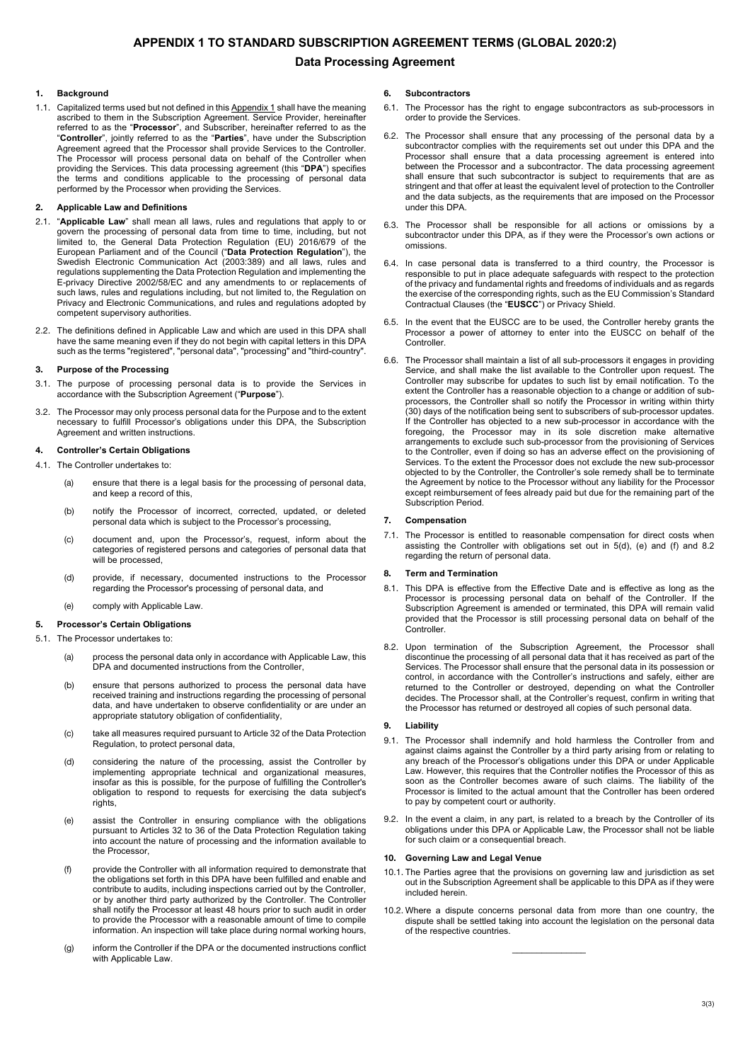# APPENDIX 1 TO STANDARD SUBSCRIPTION AGREEMENT TERMS (GLOBAL 2020:2)

## Data Processing Agreement

### 1. Background

1.1. Capitalized terms used but not defined in this Appendix 1 shall have the meaning ascribed to them in the Subscription Agreement. Service Provider, hereinafter referred to as the "**Processor**", and Subscriber, hereinafter referred to as the "**Controller**", jointly referred to as the "**Parties**", have under the Subscription Agreement agreed that the Processor shall provide Services to the Controller. The Processor will process personal data on behalf of the Controller when providing the Services. This data processing agreement (this "**DPA**") specifies the terms and conditions applicable to the processing of personal data performed by the Processor when providing the Services.

### 2. Applicable Law and Definitions

2.1. "**Applicable Law**" shall mean all laws, rules and regulations that apply to or govern the processing of personal data from time to time, including, but not limited to, the General Data Protection Regulation (EU) 2016/679 of the European Parliament and of the Council ("**Data Protection Regulation**"), the Swedish Electronic Communication Act (2003:389) and all laws, rules and regulations supplementing the Data Protection Regulation and implementing the E-privacy Directive 2002/58/EC and any amendments to or replacements of such laws, rules and regulations including, but not limited to, the Regulation on Privacy and Electronic Communications, and rules and regulations adopted by competent supervisory authorities.

2.2. The definitions defined in Applicable Law and which are used in this DPA shall have the same meaning even if they do not begin with capital letters in this DPA such as the terms "registered", "personal data", "processing" and "third-country".

### 3. Purpose of the Processing

3.1. The purpose of processing personal data is to provide the Services in accordance with the Subscription Agreement ("**Purpose**").

3.2. The Processor may only process personal data for the Purpose and to the extent necessary to fulfill Processor's obligations under this DPA, the Subscription Agreement and written instructions.

### 4. Controller's Certain Obligations

4.1. The Controller undertakes to:

(a) ensure that there is a legal basis for the processing of personal data, and keep a record of this,

(b) notify the Processor of incorrect, corrected, updated, or deleted personal data which is subject to the Processor's processing,

(c) document and, upon the Processor's, request, inform about the categories of registered persons and categories of personal data that will be processed,

(d) provide, if necessary, documented instructions to the Processor regarding the Processor's processing of personal data, and

(e) comply with Applicable Law.

### 5. Processor's Certain Obligations

5.1. The Processor undertakes to:

(a) process the personal data only in accordance with Applicable Law, this DPA and documented instructions from the Controller,

(b) ensure that persons authorized to process the personal data have received training and instructions regarding the processing of personal data, and have undertaken to observe confidentiality or are under an appropriate statutory obligation of confidentiality,

(c) take all measures required pursuant to Article 32 of the Data Protection Regulation, to protect personal data,

(d) considering the nature of the processing, assist the Controller by implementing appropriate technical and organizational measures, insofar as this is possible, for the purpose of fulfilling the Controller's obligation to respond to requests for exercising the data subject's rights,

(e) assist the Controller in ensuring compliance with the obligations pursuant to Articles 32 to 36 of the Data Protection Regulation taking into account the nature of processing and the information available to the Processor,

(f) provide the Controller with all information required to demonstrate that the obligations set forth in this DPA have been fulfilled and enable and contribute to audits, including inspections carried out by the Controller, or by another third party authorized by the Controller. The Controller shall notify the Processor at least 48 hours prior to such audit in order to provide the Processor with a reasonable amount of time to compile information. An inspection will take place during normal working hours,

(g) inform the Controller if the DPA or the documented instructions conflict with Applicable Law.

### 6. Subcontractors

6.1. The Processor has the right to engage subcontractors as sub-processors in order to provide the Services.

6.2. The Processor shall ensure that any processing of the personal data by a subcontractor complies with the requirements set out under this DPA and the Processor shall ensure that a data processing agreement is entered into between the Processor and a subcontractor. The data processing agreement shall ensure that such subcontractor is subject to requirements that are as stringent and that offer at least the equivalent level of protection to the Controller and the data subjects, as the requirements that are imposed on the Processor under this DPA.

6.3. The Processor shall be responsible for all actions or omissions by a subcontractor under this DPA, as if they were the Processor's own actions or omissions.

6.4. In case personal data is transferred to a third country, the Processor is responsible to put in place adequate safeguards with respect to the protection of the privacy and fundamental rights and freedoms of individuals and as regards the exercise of the corresponding rights, such as the EU Commission's Standard Contractual Clauses (the "**EUSCC**") or Privacy Shield.

6.5. In the event that the EUSCC are to be used, the Controller hereby grants the Processor a power of attorney to enter into the EUSCC on behalf of the Controller.

6.6. The Processor shall maintain a list of all sub-processors it engages in providing Service, and shall make the list available to the Controller upon request. The Controller may subscribe for updates to such list by email notification. To the extent the Controller has a reasonable objection to a change or addition of sub-processors, the Controller shall so notify the Processor in writing within thirty (30) days of the notification being sent to subscribers of sub-processor updates. If the Controller has objected to a new sub-processor in accordance with the foregoing, the Processor may in its sole discretion make alternative arrangements to exclude such sub-processor from the provisioning of Services to the Controller, even if doing so has an adverse effect on the provisioning of Services. To the extent the Processor does not exclude the new sub-processor objected to by the Controller, the Controller's sole remedy shall be to terminate the Agreement by notice to the Processor without any liability for the Processor except reimbursement of fees already paid but due for the remaining part of the Subscription Period.

### 7. Compensation

7.1. The Processor is entitled to reasonable compensation for direct costs when assisting the Controller with obligations set out in 5(d), (e) and (f) and 8.2 regarding the return of personal data.

### 8. Term and Termination

8.1. This DPA is effective from the Effective Date and is effective as long as the Processor is processing personal data on behalf of the Controller. If the Subscription Agreement is amended or terminated, this DPA will remain valid provided that the Processor is still processing personal data on behalf of the Controller.

8.2. Upon termination of the Subscription Agreement, the Processor shall discontinue the processing of all personal data that it has received as part of the Services. The Processor shall ensure that the personal data in its possession or control, in accordance with the Controller's instructions and safely, either are returned to the Controller or destroyed, depending on what the Controller decides. The Processor shall, at the Controller's request, confirm in writing that the Processor has returned or destroyed all copies of such personal data.

### 9. Liability

9.1. The Processor shall indemnify and hold harmless the Controller from and against claims against the Controller by a third party arising from or relating to any breach of the Processor's obligations under this DPA or under Applicable Law. However, this requires that the Controller notifies the Processor of this as soon as the Controller becomes aware of such claims. The liability of the Processor is limited to the actual amount that the Controller has been ordered to pay by competent court or authority.

9.2. In the event a claim, in any part, is related to a breach by the Controller of its obligations under this DPA or Applicable Law, the Processor shall not be liable for such claim or a consequential breach.

### 10. Governing Law and Legal Venue

10.1. The Parties agree that the provisions on governing law and jurisdiction as set out in the Subscription Agreement shall be applicable to this DPA as if they were included herein.

10.2. Where a dispute concerns personal data from more than one country, the dispute shall be settled taking into account the legislation on the personal data of the respective countries.

\_\_\_\_\_\_\_\_\_\_\_\_\_\_\_